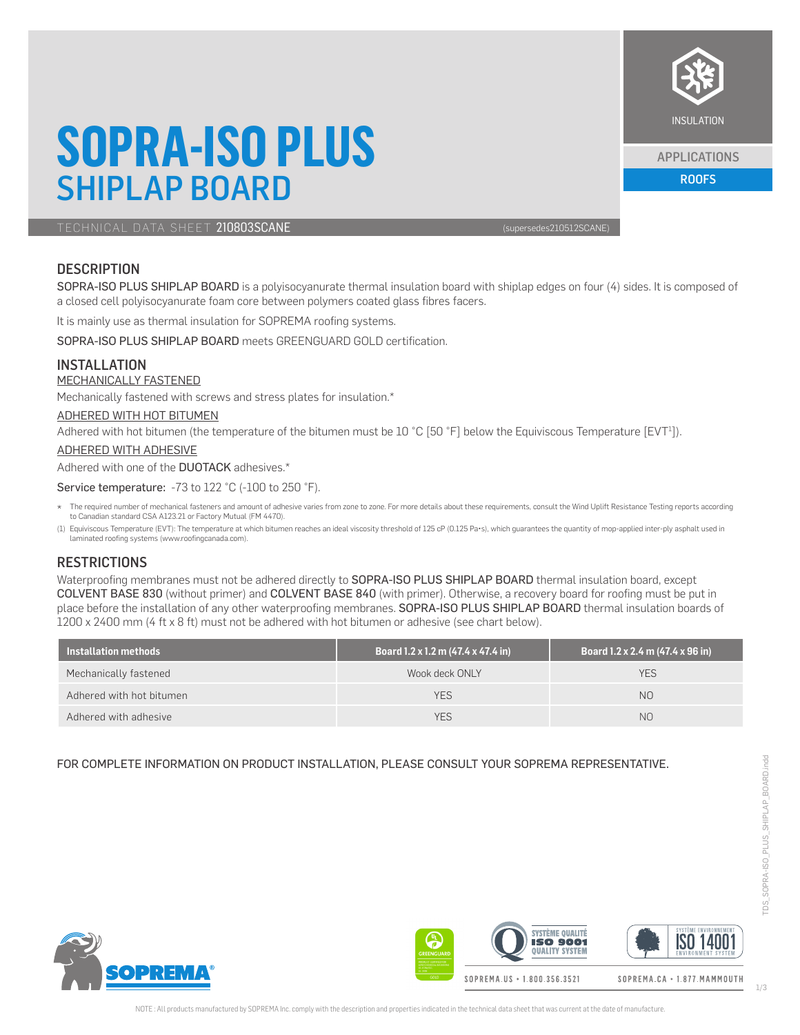# SOPRA-ISO PLUS
## SHIPLAP BOARD

INSULATION

APPLICATIONS
ROOFS

TECHNICAL DATA SHEET 210803SCANE (supersedes210512SCANE)

## DESCRIPTION

SOPRA-ISO PLUS SHIPLAP BOARD is a polyisocyanurate thermal insulation board with shiplap edges on four (4) sides. It is composed of a closed cell polyisocyanurate foam core between polymers coated glass fibres facers.

It is mainly use as thermal insulation for SOPREMA roofing systems.

SOPRA-ISO PLUS SHIPLAP BOARD meets GREENGUARD GOLD certification.

## INSTALLATION

MECHANICALLY FASTENED

Mechanically fastened with screws and stress plates for insulation.*

ADHERED WITH HOT BITUMEN

Adhered with hot bitumen (the temperature of the bitumen must be 10 °C [50 °F] below the Equiviscous Temperature [EVT[1]]).

ADHERED WITH ADHESIVE

Adhered with one of the DUOTACK adhesives.*

Service temperature: -73 to 122 °C (-100 to 250 °F).

\* The required number of mechanical fasteners and amount of adhesive varies from zone to zone. For more details about these requirements, consult the Wind Uplift Resistance Testing reports according to Canadian standard CSA A123.21 or Factory Mutual (FM 4470).

(1) Equiviscous Temperature (EVT): The temperature at which bitumen reaches an ideal viscosity threshold of 125 cP (0.125 Pa•s), which guarantees the quantity of mop-applied inter-ply asphalt used in laminated roofing systems (www.roofingcanada.com).

## RESTRICTIONS

Waterproofing membranes must not be adhered directly to SOPRA-ISO PLUS SHIPLAP BOARD thermal insulation board, except COLVENT BASE 830 (without primer) and COLVENT BASE 840 (with primer). Otherwise, a recovery board for roofing must be put in place before the installation of any other waterproofing membranes. SOPRA-ISO PLUS SHIPLAP BOARD thermal insulation boards of 1200 x 2400 mm (4 ft x 8 ft) must not be adhered with hot bitumen or adhesive (see chart below).

| Installation methods | Board 1.2 x 1.2 m (47.4 x 47.4 in) | Board 1.2 x 2.4 m (47.4 x 96 in) |
|---|---|---|
| Mechanically fastened | Wook deck ONLY | YES |
| Adhered with hot bitumen | YES | NO |
| Adhered with adhesive | YES | NO |

FOR COMPLETE INFORMATION ON PRODUCT INSTALLATION, PLEASE CONSULT YOUR SOPREMA REPRESENTATIVE.

SOPREMA.US • 1.800.356.3521 SOPREMA.CA • 1.877.MAMMOUTH

NOTE : All products manufactured by SOPREMA Inc. comply with the description and properties indicated in the technical data sheet that was current at the date of manufacture.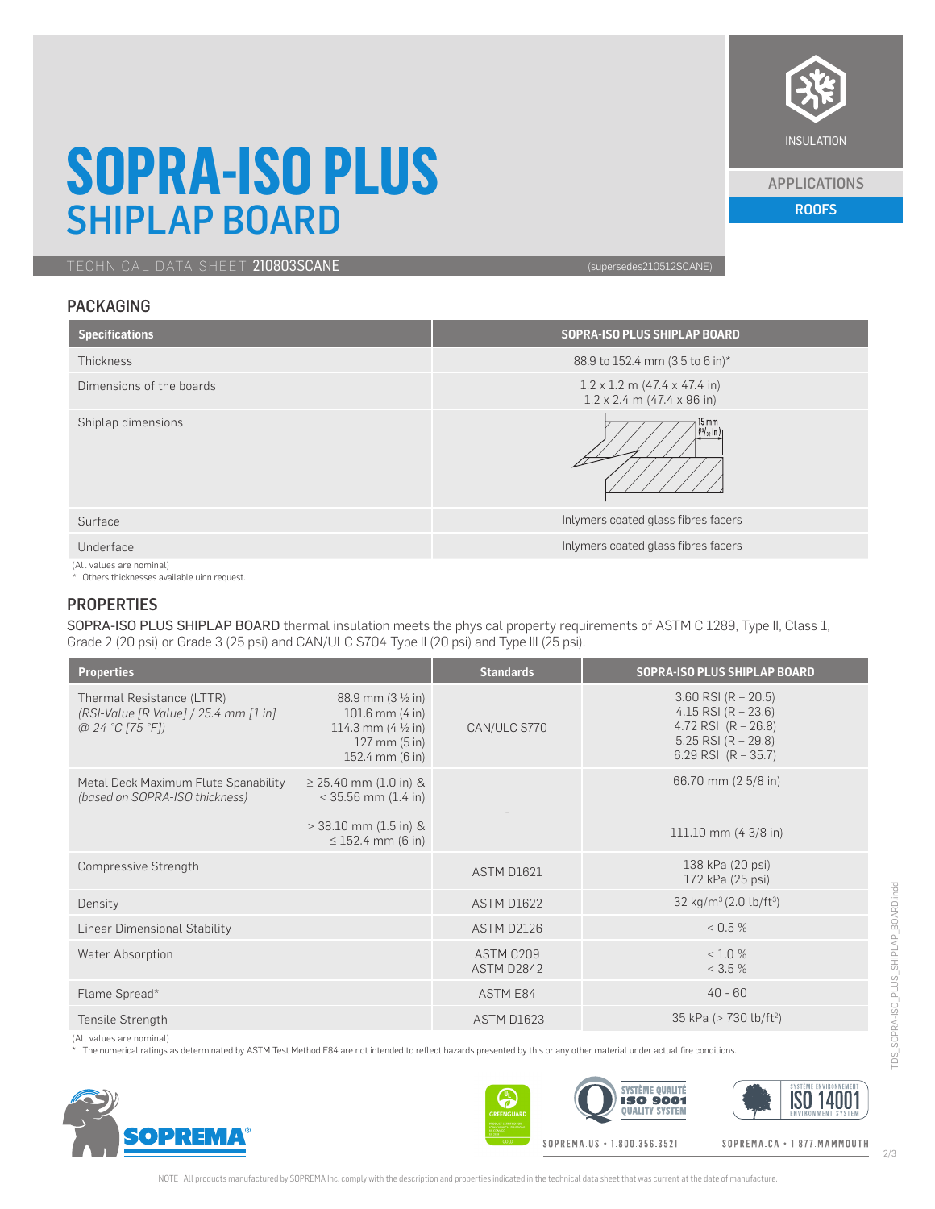# SOPRA-ISO PLUS
## SHIPLAP BOARD

INSULATION

APPLICATIONS
ROOFS

TECHNICAL DATA SHEET **210803SCANE** (supersedes210512SCANE)

## PACKAGING

| Specifications | SOPRA-ISO PLUS SHIPLAP BOARD |
|---|---|
| Thickness | 88.9 to 152.4 mm (3.5 to 6 in)* |
| Dimensions of the boards | 1.2 x 1.2 m (47.4 x 47.4 in)<br>1.2 x 2.4 m (47.4 x 96 in) |
| Shiplap dimensions | 15 mm ($^{19}/_{32}$ in) |
| Surface | Inlymers coated glass fibres facers |
| Underface | Inlymers coated glass fibres facers |

(All values are nominal)
\* Others thicknesses available uinn request.

## PROPERTIES

SOPRA-ISO PLUS SHIPLAP BOARD thermal insulation meets the physical property requirements of ASTM C 1289, Type II, Class 1, Grade 2 (20 psi) or Grade 3 (25 psi) and CAN/ULC S704 Type II (20 psi) and Type III (25 psi).

| Properties | | Standards | SOPRA-ISO PLUS SHIPLAP BOARD |
|---|---|---|---|
| Thermal Resistance (LTTR)<br>*(RSI-Value [R Value] / 25.4 mm [1 in] @ 24 °C [75 °F])* | 88.9 mm (3 ½ in)<br>101.6 mm (4 in)<br>114.3 mm (4 ½ in)<br>127 mm (5 in)<br>152.4 mm (6 in) | CAN/ULC S770 | 3.60 RSI (R – 20.5)<br>4.15 RSI (R – 23.6)<br>4.72 RSI (R – 26.8)<br>5.25 RSI (R – 29.8)<br>6.29 RSI (R – 35.7) |
| Metal Deck Maximum Flute Spanability<br>*(based on SOPRA-ISO thickness)* | ≥ 25.40 mm (1.0 in) & < 35.56 mm (1.4 in) | - | 66.70 mm (2 5/8 in) |
| | > 38.10 mm (1.5 in) & ≤ 152.4 mm (6 in) | | 111.10 mm (4 3/8 in) |
| Compressive Strength | | ASTM D1621 | 138 kPa (20 psi)<br>172 kPa (25 psi) |
| Density | | ASTM D1622 | 32 kg/m³ (2.0 lb/ft³) |
| Linear Dimensional Stability | | ASTM D2126 | < 0.5 % |
| Water Absorption | | ASTM C209<br>ASTM D2842 | < 1.0 %<br>< 3.5 % |
| Flame Spread* | | ASTM E84 | 40 - 60 |
| Tensile Strength | | ASTM D1623 | 35 kPa (> 730 lb/ft²) |

(All values are nominal)
\* The numerical ratings as determinated by ASTM Test Method E84 are not intended to reflect hazards presented by this or any other material under actual fire conditions.

SOPREMA.US • 1.800.356.3521 SOPREMA.CA • 1.877.MAMMOUTH

NOTE : All products manufactured by SOPREMA Inc. comply with the description and properties indicated in the technical data sheet that was current at the date of manufacture.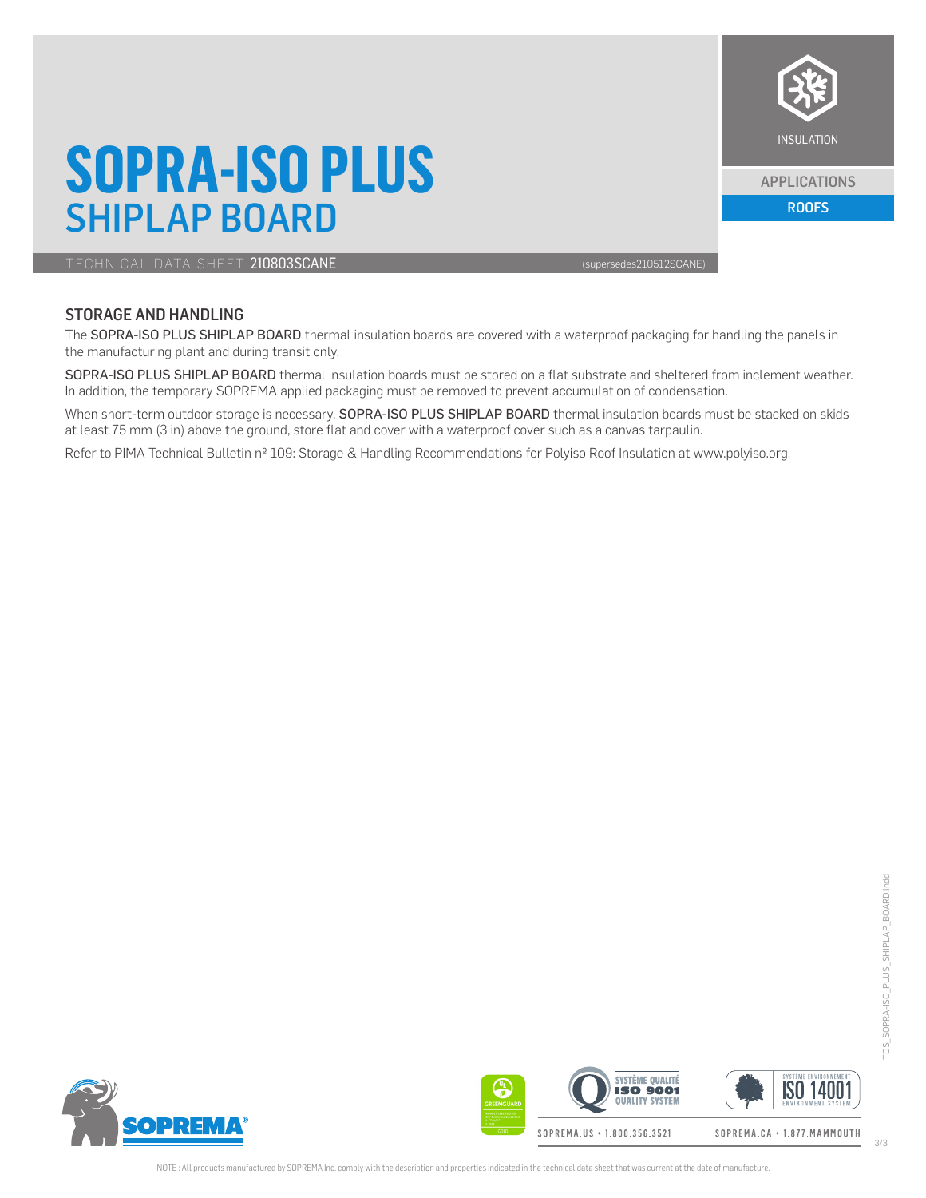# SOPRA-ISO PLUS
## SHIPLAP BOARD

INSULATION

APPLICATIONS

ROOFS

TECHNICAL DATA SHEET **210803SCANE** (supersedes210512SCANE)

### STORAGE AND HANDLING

The **SOPRA-ISO PLUS SHIPLAP BOARD** thermal insulation boards are covered with a waterproof packaging for handling the panels in the manufacturing plant and during transit only.

**SOPRA-ISO PLUS SHIPLAP BOARD** thermal insulation boards must be stored on a flat substrate and sheltered from inclement weather. In addition, the temporary SOPREMA applied packaging must be removed to prevent accumulation of condensation.

When short-term outdoor storage is necessary, **SOPRA-ISO PLUS SHIPLAP BOARD** thermal insulation boards must be stacked on skids at least 75 mm (3 in) above the ground, store flat and cover with a waterproof cover such as a canvas tarpaulin.

Refer to PIMA Technical Bulletin nº 109: Storage & Handling Recommendations for Polyiso Roof Insulation at www.polyiso.org.

SOPREMA.US • 1.800.356.3521 SOPREMA.CA • 1.877.MAMMOUTH

NOTE : All products manufactured by SOPREMA Inc. comply with the description and properties indicated in the technical data sheet that was current at the date of manufacture.